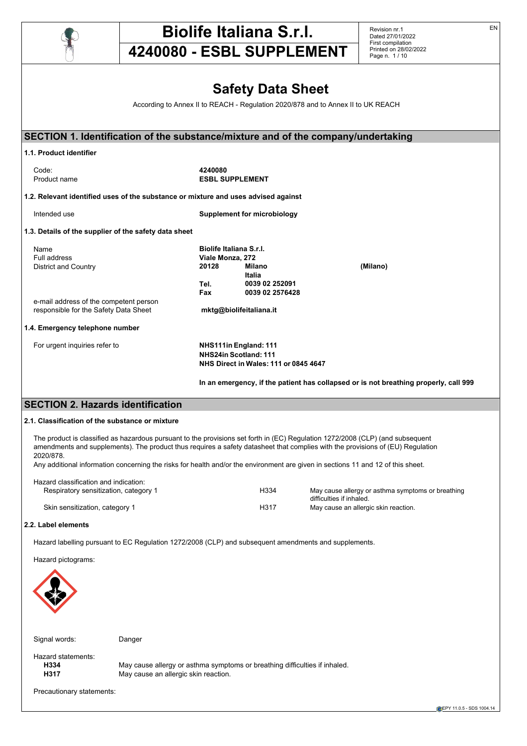# Safety Data Sheet

According to Annex II to REACH - Regulation 2020/878 and to Annex II to UK REACH

## SECTION 1. Identification of the substance/mixture and of the company/undertaking

### 1.1. Product identifier

| | |
|---|---|
| Code: | **4240080** |
| Product name | **ESBL SUPPLEMENT** |

### 1.2. Relevant identified uses of the substance or mixture and uses advised against

| | |
|---|---|
| Intended use | **Supplement for microbiology** |

### 1.3. Details of the supplier of the safety data sheet

| | | | |
|---|---|---|---|
| Name | **Biolife Italiana S.r.l.** | | |
| Full address | **Viale Monza, 272** | | |
| District and Country | **20128** | **Milano** | **(Milano)** |
| | | **Italia** | |
| | **Tel.** | **0039 02 252091** | |
| | **Fax** | **0039 02 2576428** | |
| e-mail address of the competent person responsible for the Safety Data Sheet | **mktg@biolifeitaliana.it** | | |

### 1.4. Emergency telephone number

For urgent inquiries refer to

**NHS111in England: 111**
**NHS24in Scotland: 111**
**NHS Direct in Wales: 111 or 0845 4647**

**In an emergency, if the patient has collapsed or is not breathing properly, call 999**

## SECTION 2. Hazards identification

### 2.1. Classification of the substance or mixture

The product is classified as hazardous pursuant to the provisions set forth in (EC) Regulation 1272/2008 (CLP) (and subsequent amendments and supplements). The product thus requires a safety datasheet that complies with the provisions of (EU) Regulation 2020/878.

Any additional information concerning the risks for health and/or the environment are given in sections 11 and 12 of this sheet.

Hazard classification and indication:

| | | |
|---|---|---|
| Respiratory sensitization, category 1 | H334 | May cause allergy or asthma symptoms or breathing difficulties if inhaled. |
| Skin sensitization, category 1 | H317 | May cause an allergic skin reaction. |

### 2.2. Label elements

Hazard labelling pursuant to EC Regulation 1272/2008 (CLP) and subsequent amendments and supplements.

Hazard pictograms:

Signal words: Danger

Hazard statements:

**H334** May cause allergy or asthma symptoms or breathing difficulties if inhaled.
**H317** May cause an allergic skin reaction.

Precautionary statements: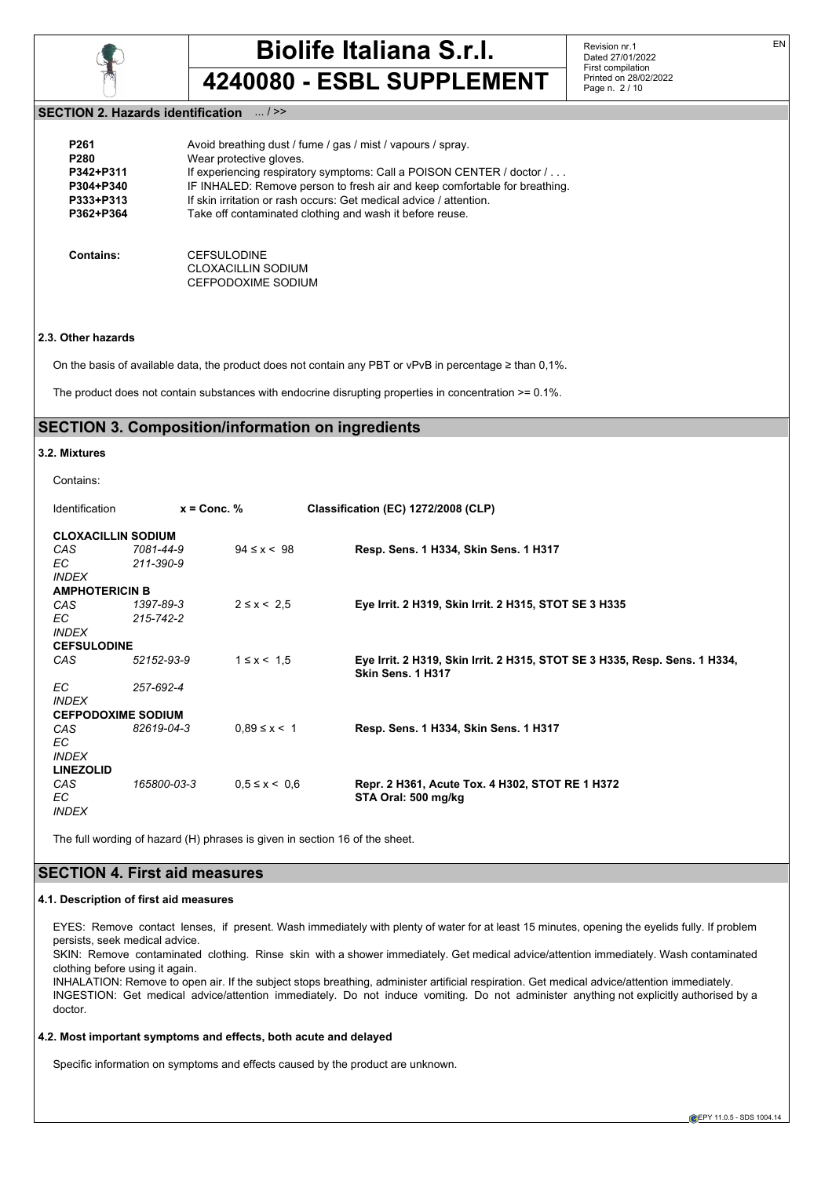## SECTION 2. Hazards identification ... / >>

| | |
|---|---|
| **P261** | Avoid breathing dust / fume / gas / mist / vapours / spray. |
| **P280** | Wear protective gloves. |
| **P342+P311** | If experiencing respiratory symptoms: Call a POISON CENTER / doctor / . . . |
| **P304+P340** | IF INHALED: Remove person to fresh air and keep comfortable for breathing. |
| **P333+P313** | If skin irritation or rash occurs: Get medical advice / attention. |
| **P362+P364** | Take off contaminated clothing and wash it before reuse. |

**Contains:** CEFSULODINE
CLOXACILLIN SODIUM
CEFPODOXIME SODIUM

### 2.3. Other hazards

On the basis of available data, the product does not contain any PBT or vPvB in percentage ≥ than 0,1%.

The product does not contain substances with endocrine disrupting properties in concentration >= 0.1%.

## SECTION 3. Composition/information on ingredients

### 3.2. Mixtures

Contains:

| Identification | | x = Conc. % | Classification (EC) 1272/2008 (CLP) |
|---|---|---|---|
| **CLOXACILLIN SODIUM** | | | |
| *CAS* | *7081-44-9* | 94 ≤ x < 98 | **Resp. Sens. 1 H334, Skin Sens. 1 H317** |
| *EC* | *211-390-9* | | |
| *INDEX* | | | |
| **AMPHOTERICIN B** | | | |
| *CAS* | *1397-89-3* | 2 ≤ x < 2,5 | **Eye Irrit. 2 H319, Skin Irrit. 2 H315, STOT SE 3 H335** |
| *EC* | *215-742-2* | | |
| *INDEX* | | | |
| **CEFSULODINE** | | | |
| *CAS* | *52152-93-9* | 1 ≤ x < 1,5 | **Eye Irrit. 2 H319, Skin Irrit. 2 H315, STOT SE 3 H335, Resp. Sens. 1 H334, Skin Sens. 1 H317** |
| *EC* | *257-692-4* | | |
| *INDEX* | | | |
| **CEFPODOXIME SODIUM** | | | |
| *CAS* | *82619-04-3* | 0,89 ≤ x < 1 | **Resp. Sens. 1 H334, Skin Sens. 1 H317** |
| *EC* | | | |
| *INDEX* | | | |
| **LINEZOLID** | | | |
| *CAS* | *165800-03-3* | 0,5 ≤ x < 0,6 | **Repr. 2 H361, Acute Tox. 4 H302, STOT RE 1 H372** |
| *EC* | | | **STA Oral: 500 mg/kg** |
| *INDEX* | | | |

The full wording of hazard (H) phrases is given in section 16 of the sheet.

## SECTION 4. First aid measures

### 4.1. Description of first aid measures

EYES: Remove contact lenses, if present. Wash immediately with plenty of water for at least 15 minutes, opening the eyelids fully. If problem persists, seek medical advice.
SKIN: Remove contaminated clothing. Rinse skin with a shower immediately. Get medical advice/attention immediately. Wash contaminated clothing before using it again.
INHALATION: Remove to open air. If the subject stops breathing, administer artificial respiration. Get medical advice/attention immediately.
INGESTION: Get medical advice/attention immediately. Do not induce vomiting. Do not administer anything not explicitly authorised by a doctor.

### 4.2. Most important symptoms and effects, both acute and delayed

Specific information on symptoms and effects caused by the product are unknown.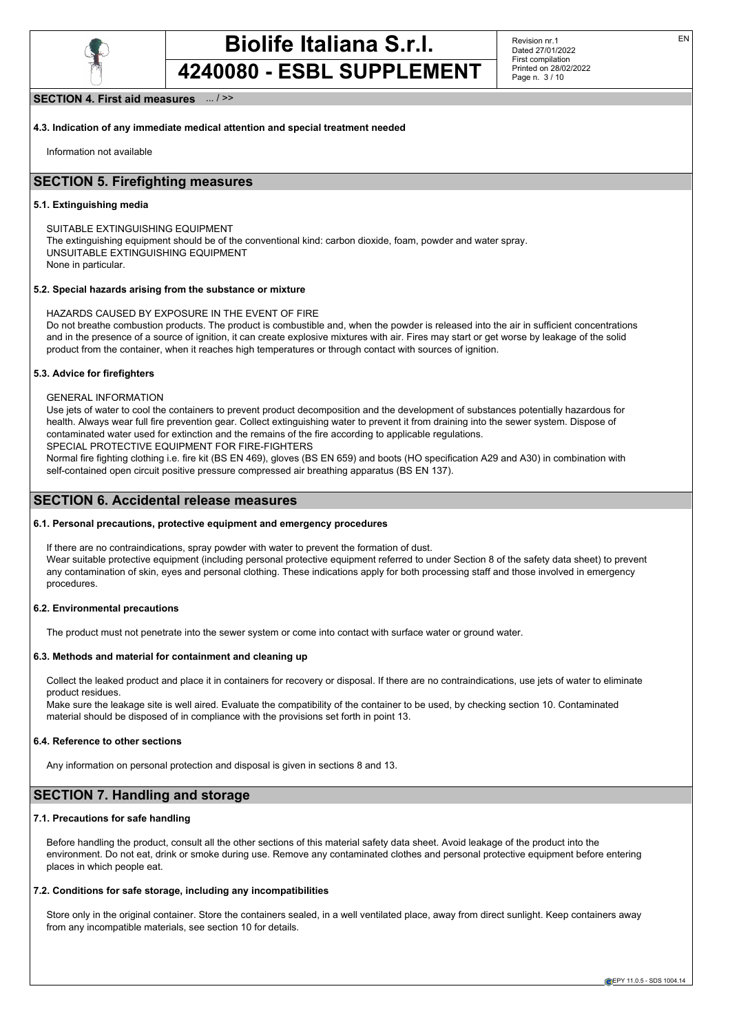**SECTION 4. First aid measures** ... / >>

**4.3. Indication of any immediate medical attention and special treatment needed**

Information not available

## SECTION 5. Firefighting measures

**5.1. Extinguishing media**

SUITABLE EXTINGUISHING EQUIPMENT
The extinguishing equipment should be of the conventional kind: carbon dioxide, foam, powder and water spray.
UNSUITABLE EXTINGUISHING EQUIPMENT
None in particular.

**5.2. Special hazards arising from the substance or mixture**

HAZARDS CAUSED BY EXPOSURE IN THE EVENT OF FIRE
Do not breathe combustion products. The product is combustible and, when the powder is released into the air in sufficient concentrations and in the presence of a source of ignition, it can create explosive mixtures with air. Fires may start or get worse by leakage of the solid product from the container, when it reaches high temperatures or through contact with sources of ignition.

**5.3. Advice for firefighters**

GENERAL INFORMATION
Use jets of water to cool the containers to prevent product decomposition and the development of substances potentially hazardous for health. Always wear full fire prevention gear. Collect extinguishing water to prevent it from draining into the sewer system. Dispose of contaminated water used for extinction and the remains of the fire according to applicable regulations.
SPECIAL PROTECTIVE EQUIPMENT FOR FIRE-FIGHTERS
Normal fire fighting clothing i.e. fire kit (BS EN 469), gloves (BS EN 659) and boots (HO specification A29 and A30) in combination with self-contained open circuit positive pressure compressed air breathing apparatus (BS EN 137).

## SECTION 6. Accidental release measures

**6.1. Personal precautions, protective equipment and emergency procedures**

If there are no contraindications, spray powder with water to prevent the formation of dust.
Wear suitable protective equipment (including personal protective equipment referred to under Section 8 of the safety data sheet) to prevent any contamination of skin, eyes and personal clothing. These indications apply for both processing staff and those involved in emergency procedures.

**6.2. Environmental precautions**

The product must not penetrate into the sewer system or come into contact with surface water or ground water.

**6.3. Methods and material for containment and cleaning up**

Collect the leaked product and place it in containers for recovery or disposal. If there are no contraindications, use jets of water to eliminate product residues.
Make sure the leakage site is well aired. Evaluate the compatibility of the container to be used, by checking section 10. Contaminated material should be disposed of in compliance with the provisions set forth in point 13.

**6.4. Reference to other sections**

Any information on personal protection and disposal is given in sections 8 and 13.

## SECTION 7. Handling and storage

**7.1. Precautions for safe handling**

Before handling the product, consult all the other sections of this material safety data sheet. Avoid leakage of the product into the environment. Do not eat, drink or smoke during use. Remove any contaminated clothes and personal protective equipment before entering places in which people eat.

**7.2. Conditions for safe storage, including any incompatibilities**

Store only in the original container. Store the containers sealed, in a well ventilated place, away from direct sunlight. Keep containers away from any incompatible materials, see section 10 for details.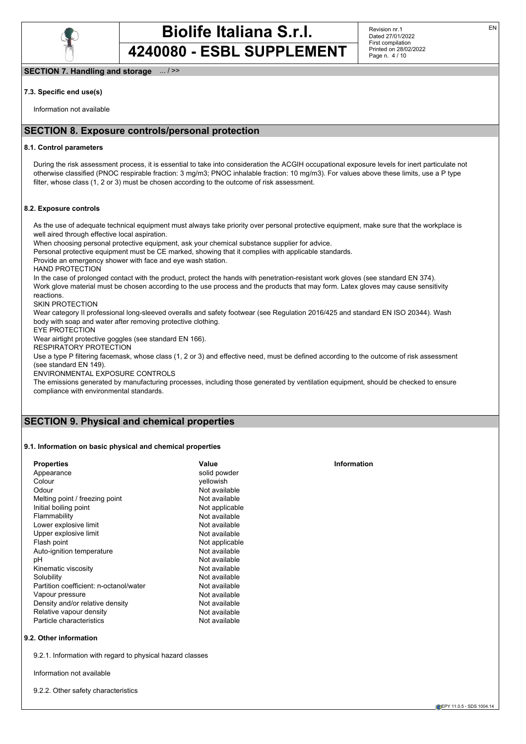**SECTION 7. Handling and storage** ... / >>

### 7.3. Specific end use(s)

Information not available

## SECTION 8. Exposure controls/personal protection

### 8.1. Control parameters

During the risk assessment process, it is essential to take into consideration the ACGIH occupational exposure levels for inert particulate not otherwise classified (PNOC respirable fraction: 3 mg/m3; PNOC inhalable fraction: 10 mg/m3). For values above these limits, use a P type filter, whose class (1, 2 or 3) must be chosen according to the outcome of risk assessment.

### 8.2. Exposure controls

As the use of adequate technical equipment must always take priority over personal protective equipment, make sure that the workplace is well aired through effective local aspiration.
When choosing personal protective equipment, ask your chemical substance supplier for advice.
Personal protective equipment must be CE marked, showing that it complies with applicable standards.
Provide an emergency shower with face and eye wash station.

HAND PROTECTION
In the case of prolonged contact with the product, protect the hands with penetration-resistant work gloves (see standard EN 374).
Work glove material must be chosen according to the use process and the products that may form. Latex gloves may cause sensitivity reactions.

SKIN PROTECTION
Wear category II professional long-sleeved overalls and safety footwear (see Regulation 2016/425 and standard EN ISO 20344). Wash body with soap and water after removing protective clothing.

EYE PROTECTION
Wear airtight protective goggles (see standard EN 166).

RESPIRATORY PROTECTION
Use a type P filtering facemask, whose class (1, 2 or 3) and effective need, must be defined according to the outcome of risk assessment (see standard EN 149).

ENVIRONMENTAL EXPOSURE CONTROLS
The emissions generated by manufacturing processes, including those generated by ventilation equipment, should be checked to ensure compliance with environmental standards.

## SECTION 9. Physical and chemical properties

### 9.1. Information on basic physical and chemical properties

| Properties | Value | Information |
| --- | --- | --- |
| Appearance | solid powder | |
| Colour | yellowish | |
| Odour | Not available | |
| Melting point / freezing point | Not available | |
| Initial boiling point | Not applicable | |
| Flammability | Not available | |
| Lower explosive limit | Not available | |
| Upper explosive limit | Not available | |
| Flash point | Not applicable | |
| Auto-ignition temperature | Not available | |
| pH | Not available | |
| Kinematic viscosity | Not available | |
| Solubility | Not available | |
| Partition coefficient: n-octanol/water | Not available | |
| Vapour pressure | Not available | |
| Density and/or relative density | Not available | |
| Relative vapour density | Not available | |
| Particle characteristics | Not available | |

### 9.2. Other information

9.2.1. Information with regard to physical hazard classes

Information not available

9.2.2. Other safety characteristics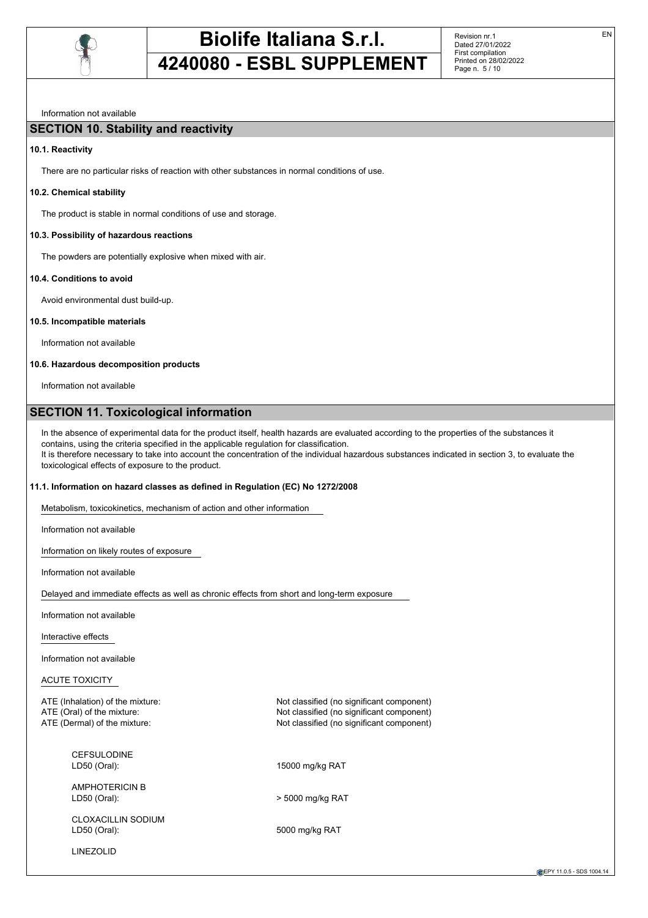Information not available

## SECTION 10. Stability and reactivity

### 10.1. Reactivity

There are no particular risks of reaction with other substances in normal conditions of use.

### 10.2. Chemical stability

The product is stable in normal conditions of use and storage.

### 10.3. Possibility of hazardous reactions

The powders are potentially explosive when mixed with air.

### 10.4. Conditions to avoid

Avoid environmental dust build-up.

### 10.5. Incompatible materials

Information not available

### 10.6. Hazardous decomposition products

Information not available

## SECTION 11. Toxicological information

In the absence of experimental data for the product itself, health hazards are evaluated according to the properties of the substances it contains, using the criteria specified in the applicable regulation for classification.
It is therefore necessary to take into account the concentration of the individual hazardous substances indicated in section 3, to evaluate the toxicological effects of exposure to the product.

### 11.1. Information on hazard classes as defined in Regulation (EC) No 1272/2008

Metabolism, toxicokinetics, mechanism of action and other information

Information not available

Information on likely routes of exposure

Information not available

Delayed and immediate effects as well as chronic effects from short and long-term exposure

Information not available

Interactive effects

Information not available

ACUTE TOXICITY

ATE (Inhalation) of the mixture: Not classified (no significant component)
ATE (Oral) of the mixture: Not classified (no significant component)
ATE (Dermal) of the mixture: Not classified (no significant component)

CEFSULODINE
LD50 (Oral): 15000 mg/kg RAT

AMPHOTERICIN B
LD50 (Oral): > 5000 mg/kg RAT

CLOXACILLIN SODIUM
LD50 (Oral): 5000 mg/kg RAT

LINEZOLID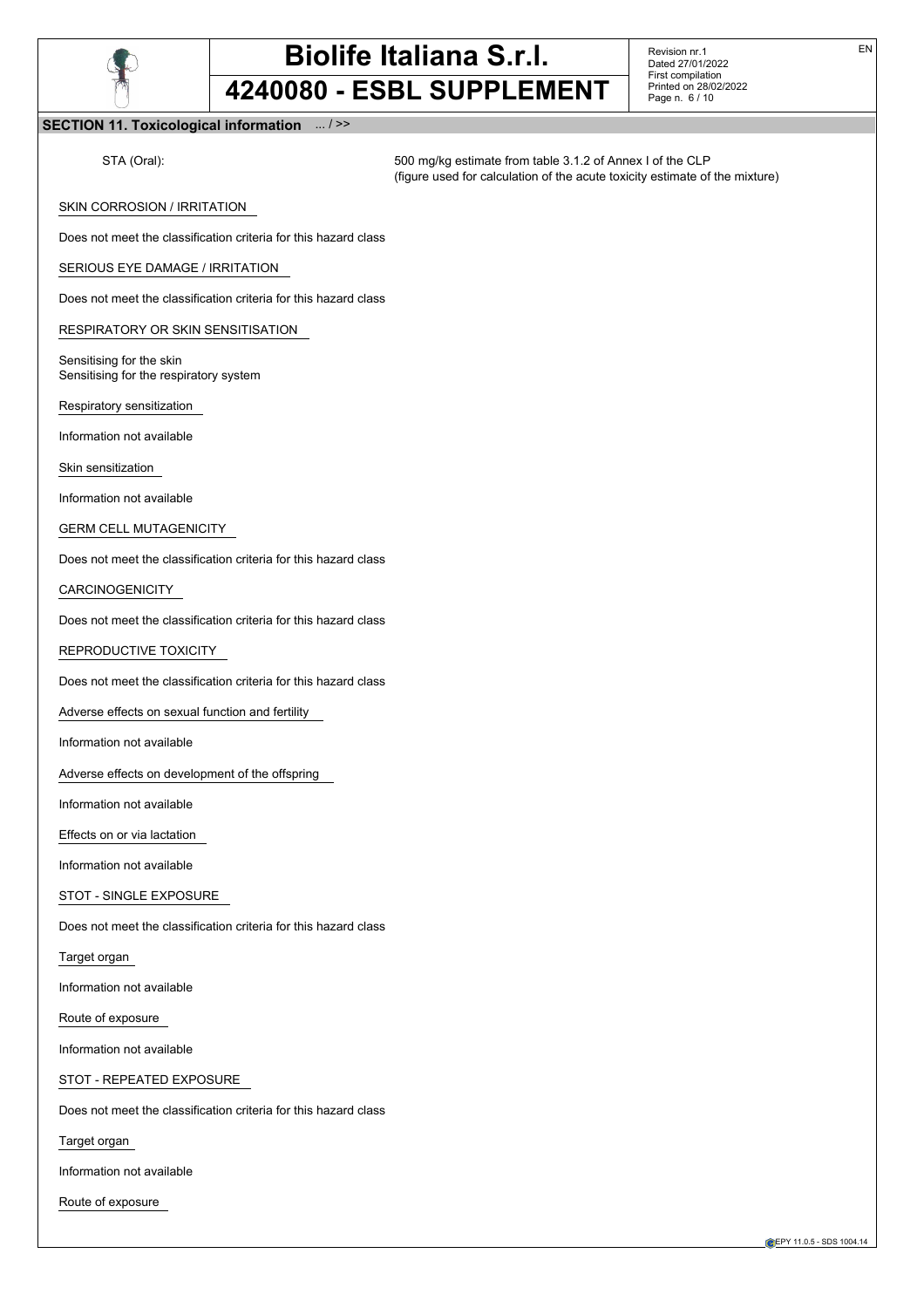## SECTION 11. Toxicological information ... / >>

STA (Oral): 500 mg/kg estimate from table 3.1.2 of Annex I of the CLP (figure used for calculation of the acute toxicity estimate of the mixture)

SKIN CORROSION / IRRITATION

Does not meet the classification criteria for this hazard class

SERIOUS EYE DAMAGE / IRRITATION

Does not meet the classification criteria for this hazard class

RESPIRATORY OR SKIN SENSITISATION

Sensitising for the skin
Sensitising for the respiratory system

Respiratory sensitization

Information not available

Skin sensitization

Information not available

GERM CELL MUTAGENICITY

Does not meet the classification criteria for this hazard class

CARCINOGENICITY

Does not meet the classification criteria for this hazard class

REPRODUCTIVE TOXICITY

Does not meet the classification criteria for this hazard class

Adverse effects on sexual function and fertility

Information not available

Adverse effects on development of the offspring

Information not available

Effects on or via lactation

Information not available

STOT - SINGLE EXPOSURE

Does not meet the classification criteria for this hazard class

Target organ

Information not available

Route of exposure

Information not available

STOT - REPEATED EXPOSURE

Does not meet the classification criteria for this hazard class

Target organ

Information not available

Route of exposure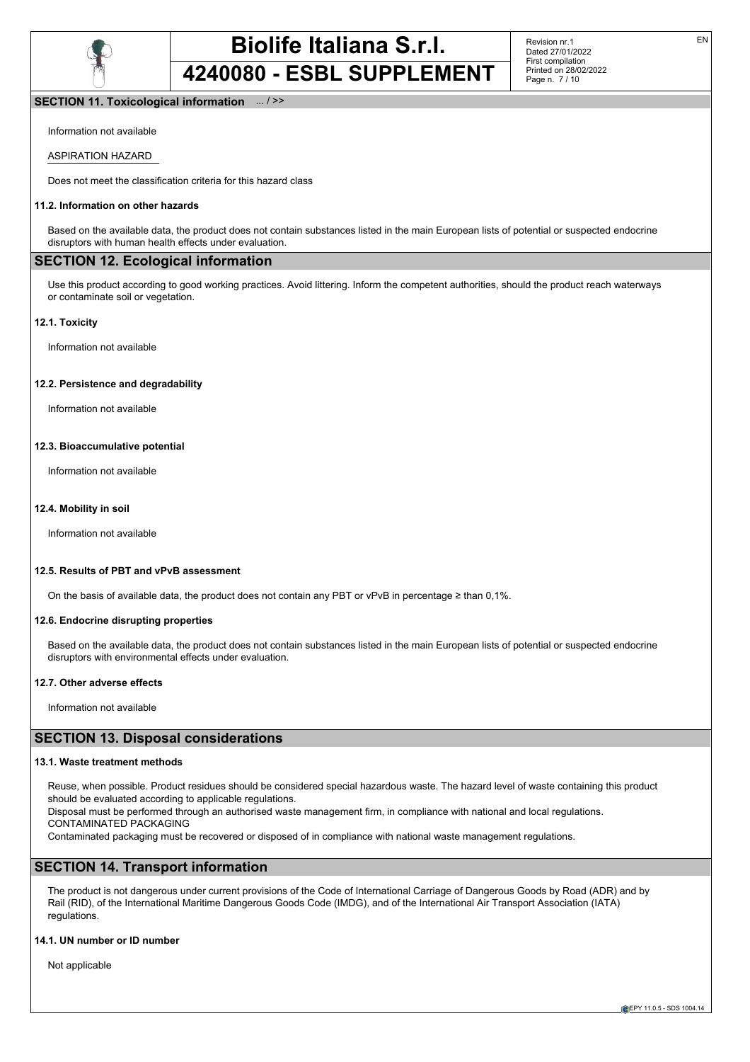## SECTION 11. Toxicological information ... / >>

Information not available

ASPIRATION HAZARD

Does not meet the classification criteria for this hazard class

### 11.2. Information on other hazards

Based on the available data, the product does not contain substances listed in the main European lists of potential or suspected endocrine disruptors with human health effects under evaluation.

## SECTION 12. Ecological information

Use this product according to good working practices. Avoid littering. Inform the competent authorities, should the product reach waterways or contaminate soil or vegetation.

### 12.1. Toxicity

Information not available

### 12.2. Persistence and degradability

Information not available

### 12.3. Bioaccumulative potential

Information not available

### 12.4. Mobility in soil

Information not available

### 12.5. Results of PBT and vPvB assessment

On the basis of available data, the product does not contain any PBT or vPvB in percentage ≥ than 0,1%.

### 12.6. Endocrine disrupting properties

Based on the available data, the product does not contain substances listed in the main European lists of potential or suspected endocrine disruptors with environmental effects under evaluation.

### 12.7. Other adverse effects

Information not available

## SECTION 13. Disposal considerations

### 13.1. Waste treatment methods

Reuse, when possible. Product residues should be considered special hazardous waste. The hazard level of waste containing this product should be evaluated according to applicable regulations.
Disposal must be performed through an authorised waste management firm, in compliance with national and local regulations.
CONTAMINATED PACKAGING
Contaminated packaging must be recovered or disposed of in compliance with national waste management regulations.

## SECTION 14. Transport information

The product is not dangerous under current provisions of the Code of International Carriage of Dangerous Goods by Road (ADR) and by Rail (RID), of the International Maritime Dangerous Goods Code (IMDG), and of the International Air Transport Association (IATA) regulations.

### 14.1. UN number or ID number

Not applicable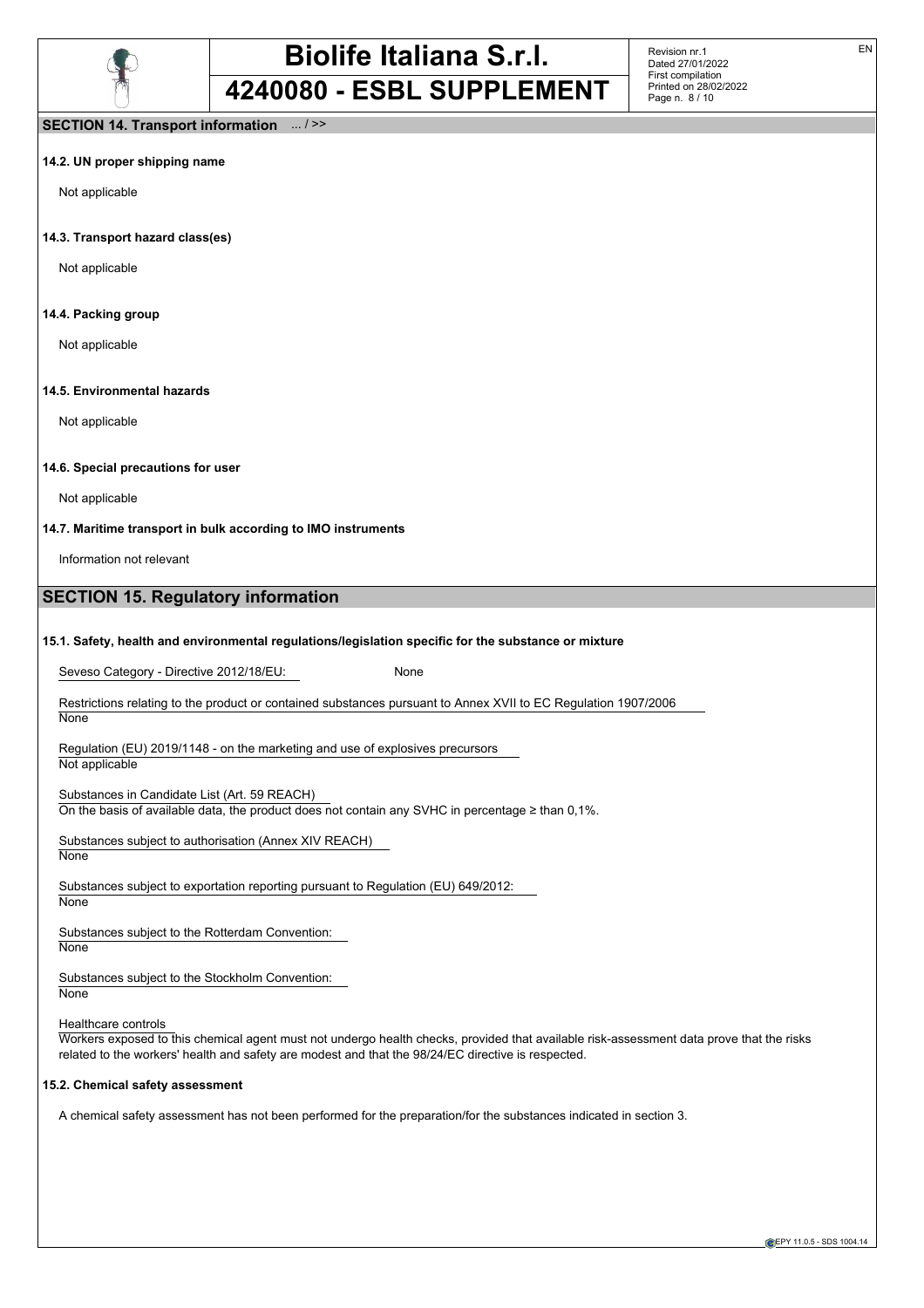## SECTION 14. Transport information ... / >>

**14.2. UN proper shipping name**

Not applicable

**14.3. Transport hazard class(es)**

Not applicable

**14.4. Packing group**

Not applicable

**14.5. Environmental hazards**

Not applicable

**14.6. Special precautions for user**

Not applicable

**14.7. Maritime transport in bulk according to IMO instruments**

Information not relevant

## SECTION 15. Regulatory information

**15.1. Safety, health and environmental regulations/legislation specific for the substance or mixture**

Seveso Category - Directive 2012/18/EU: None

Restrictions relating to the product or contained substances pursuant to Annex XVII to EC Regulation 1907/2006
None

Regulation (EU) 2019/1148 - on the marketing and use of explosives precursors
Not applicable

Substances in Candidate List (Art. 59 REACH)
On the basis of available data, the product does not contain any SVHC in percentage ≥ than 0,1%.

Substances subject to authorisation (Annex XIV REACH)
None

Substances subject to exportation reporting pursuant to Regulation (EU) 649/2012:
None

Substances subject to the Rotterdam Convention:
None

Substances subject to the Stockholm Convention:
None

Healthcare controls
Workers exposed to this chemical agent must not undergo health checks, provided that available risk-assessment data prove that the risks related to the workers' health and safety are modest and that the 98/24/EC directive is respected.

**15.2. Chemical safety assessment**

A chemical safety assessment has not been performed for the preparation/for the substances indicated in section 3.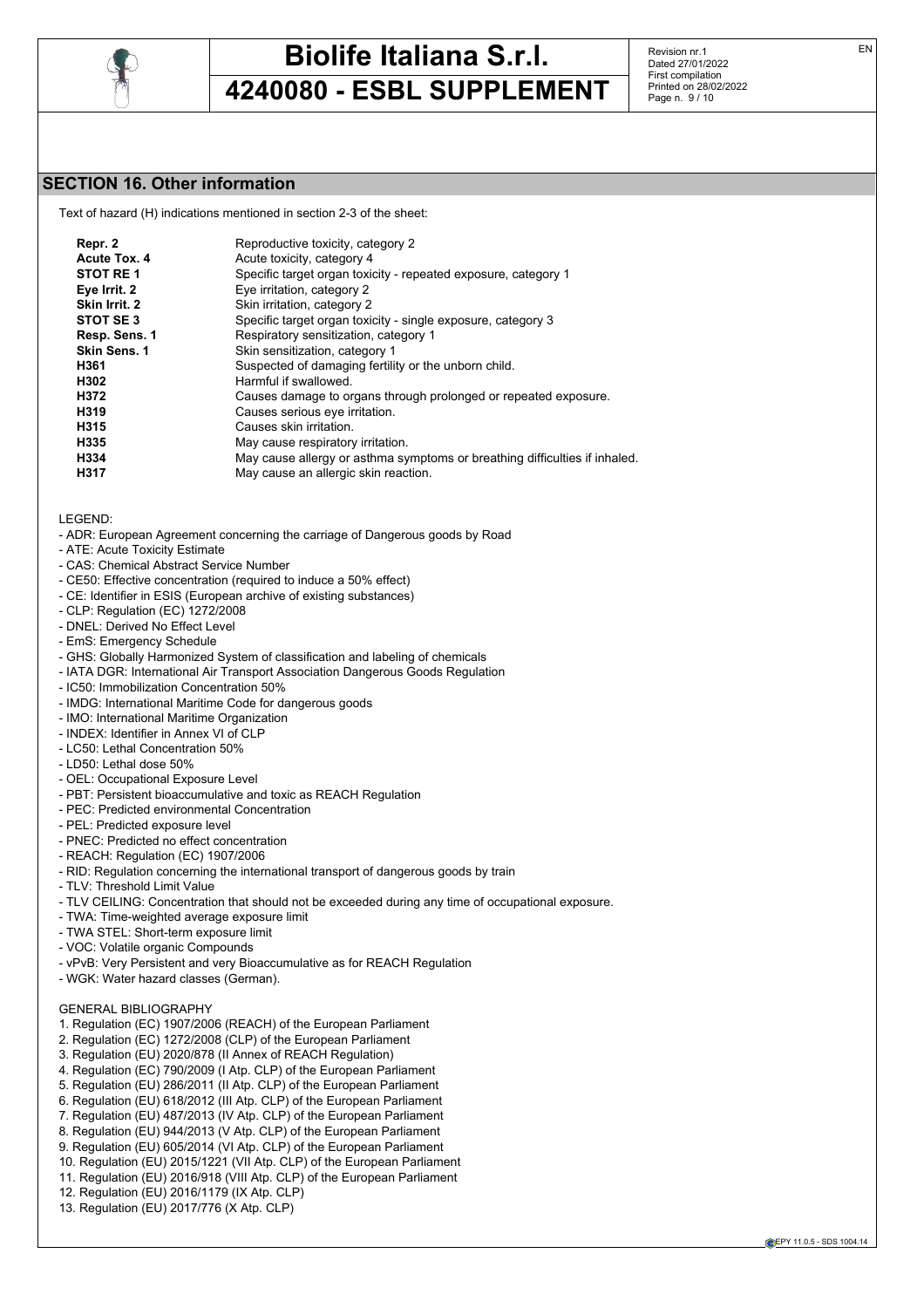## SECTION 16. Other information

Text of hazard (H) indications mentioned in section 2-3 of the sheet:

| | |
|---|---|
| **Repr. 2** | Reproductive toxicity, category 2 |
| **Acute Tox. 4** | Acute toxicity, category 4 |
| **STOT RE 1** | Specific target organ toxicity - repeated exposure, category 1 |
| **Eye Irrit. 2** | Eye irritation, category 2 |
| **Skin Irrit. 2** | Skin irritation, category 2 |
| **STOT SE 3** | Specific target organ toxicity - single exposure, category 3 |
| **Resp. Sens. 1** | Respiratory sensitization, category 1 |
| **Skin Sens. 1** | Skin sensitization, category 1 |
| **H361** | Suspected of damaging fertility or the unborn child. |
| **H302** | Harmful if swallowed. |
| **H372** | Causes damage to organs through prolonged or repeated exposure. |
| **H319** | Causes serious eye irritation. |
| **H315** | Causes skin irritation. |
| **H335** | May cause respiratory irritation. |
| **H334** | May cause allergy or asthma symptoms or breathing difficulties if inhaled. |
| **H317** | May cause an allergic skin reaction. |

LEGEND:

- ADR: European Agreement concerning the carriage of Dangerous goods by Road
- ATE: Acute Toxicity Estimate
- CAS: Chemical Abstract Service Number
- CE50: Effective concentration (required to induce a 50% effect)
- CE: Identifier in ESIS (European archive of existing substances)
- CLP: Regulation (EC) 1272/2008
- DNEL: Derived No Effect Level
- EmS: Emergency Schedule
- GHS: Globally Harmonized System of classification and labeling of chemicals
- IATA DGR: International Air Transport Association Dangerous Goods Regulation
- IC50: Immobilization Concentration 50%
- IMDG: International Maritime Code for dangerous goods
- IMO: International Maritime Organization
- INDEX: Identifier in Annex VI of CLP
- LC50: Lethal Concentration 50%
- LD50: Lethal dose 50%
- OEL: Occupational Exposure Level
- PBT: Persistent bioaccumulative and toxic as REACH Regulation
- PEC: Predicted environmental Concentration
- PEL: Predicted exposure level
- PNEC: Predicted no effect concentration
- REACH: Regulation (EC) 1907/2006
- RID: Regulation concerning the international transport of dangerous goods by train
- TLV: Threshold Limit Value
- TLV CEILING: Concentration that should not be exceeded during any time of occupational exposure.
- TWA: Time-weighted average exposure limit
- TWA STEL: Short-term exposure limit
- VOC: Volatile organic Compounds
- vPvB: Very Persistent and very Bioaccumulative as for REACH Regulation
- WGK: Water hazard classes (German).

GENERAL BIBLIOGRAPHY

1. Regulation (EC) 1907/2006 (REACH) of the European Parliament
2. Regulation (EC) 1272/2008 (CLP) of the European Parliament
3. Regulation (EU) 2020/878 (II Annex of REACH Regulation)
4. Regulation (EC) 790/2009 (I Atp. CLP) of the European Parliament
5. Regulation (EU) 286/2011 (II Atp. CLP) of the European Parliament
6. Regulation (EU) 618/2012 (III Atp. CLP) of the European Parliament
7. Regulation (EU) 487/2013 (IV Atp. CLP) of the European Parliament
8. Regulation (EU) 944/2013 (V Atp. CLP) of the European Parliament
9. Regulation (EU) 605/2014 (VI Atp. CLP) of the European Parliament
10. Regulation (EU) 2015/1221 (VII Atp. CLP) of the European Parliament
11. Regulation (EU) 2016/918 (VIII Atp. CLP) of the European Parliament
12. Regulation (EU) 2016/1179 (IX Atp. CLP)
13. Regulation (EU) 2017/776 (X Atp. CLP)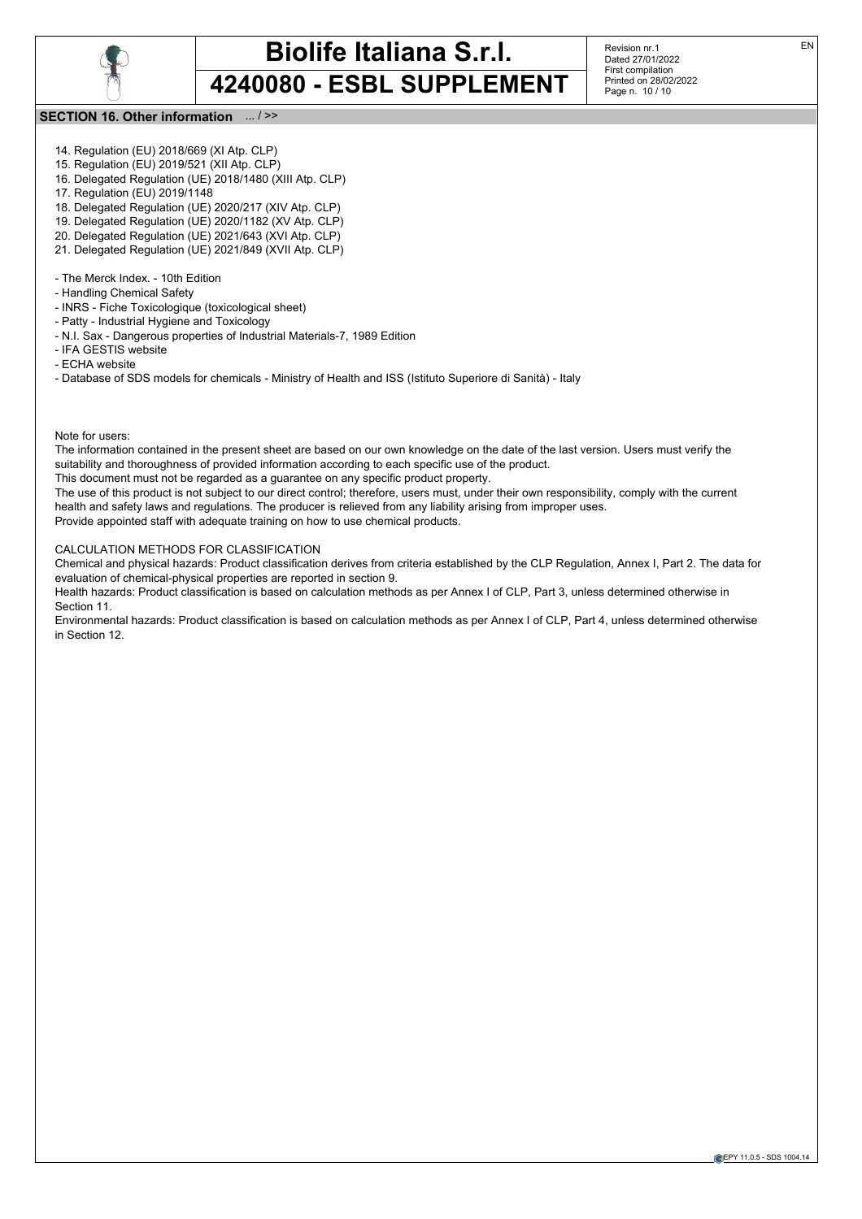## SECTION 16. Other information ... / >>

14. Regulation (EU) 2018/669 (XI Atp. CLP)
15. Regulation (EU) 2019/521 (XII Atp. CLP)
16. Delegated Regulation (UE) 2018/1480 (XIII Atp. CLP)
17. Regulation (EU) 2019/1148
18. Delegated Regulation (UE) 2020/217 (XIV Atp. CLP)
19. Delegated Regulation (UE) 2020/1182 (XV Atp. CLP)
20. Delegated Regulation (UE) 2021/643 (XVI Atp. CLP)
21. Delegated Regulation (UE) 2021/849 (XVII Atp. CLP)

- The Merck Index. - 10th Edition
- Handling Chemical Safety
- INRS - Fiche Toxicologique (toxicological sheet)
- Patty - Industrial Hygiene and Toxicology
- N.I. Sax - Dangerous properties of Industrial Materials-7, 1989 Edition
- IFA GESTIS website
- ECHA website
- Database of SDS models for chemicals - Ministry of Health and ISS (Istituto Superiore di Sanità) - Italy

Note for users:
The information contained in the present sheet are based on our own knowledge on the date of the last version. Users must verify the suitability and thoroughness of provided information according to each specific use of the product.
This document must not be regarded as a guarantee on any specific product property.
The use of this product is not subject to our direct control; therefore, users must, under their own responsibility, comply with the current health and safety laws and regulations. The producer is relieved from any liability arising from improper uses.
Provide appointed staff with adequate training on how to use chemical products.

CALCULATION METHODS FOR CLASSIFICATION
Chemical and physical hazards: Product classification derives from criteria established by the CLP Regulation, Annex I, Part 2. The data for evaluation of chemical-physical properties are reported in section 9.
Health hazards: Product classification is based on calculation methods as per Annex I of CLP, Part 3, unless determined otherwise in Section 11.
Environmental hazards: Product classification is based on calculation methods as per Annex I of CLP, Part 4, unless determined otherwise in Section 12.